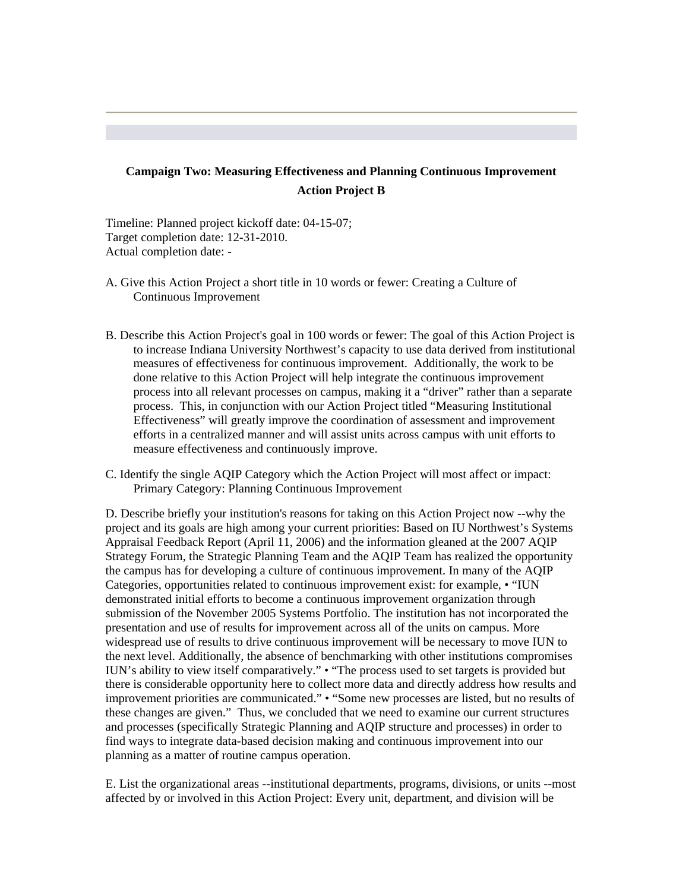**Campaign Two: Measuring Effectiveness and Planning Continuous Improvement**

**Action Project B**

Timeline: Planned project kickoff date: 04-15-07;
Target completion date: 12-31-2010.
Actual completion date: -

A. Give this Action Project a short title in 10 words or fewer: Creating a Culture of Continuous Improvement

B. Describe this Action Project's goal in 100 words or fewer: The goal of this Action Project is to increase Indiana University Northwest's capacity to use data derived from institutional measures of effectiveness for continuous improvement. Additionally, the work to be done relative to this Action Project will help integrate the continuous improvement process into all relevant processes on campus, making it a "driver" rather than a separate process. This, in conjunction with our Action Project titled "Measuring Institutional Effectiveness" will greatly improve the coordination of assessment and improvement efforts in a centralized manner and will assist units across campus with unit efforts to measure effectiveness and continuously improve.

C. Identify the single AQIP Category which the Action Project will most affect or impact: Primary Category: Planning Continuous Improvement

D. Describe briefly your institution's reasons for taking on this Action Project now --why the project and its goals are high among your current priorities: Based on IU Northwest's Systems Appraisal Feedback Report (April 11, 2006) and the information gleaned at the 2007 AQIP Strategy Forum, the Strategic Planning Team and the AQIP Team has realized the opportunity the campus has for developing a culture of continuous improvement. In many of the AQIP Categories, opportunities related to continuous improvement exist: for example, • "IUN demonstrated initial efforts to become a continuous improvement organization through submission of the November 2005 Systems Portfolio. The institution has not incorporated the presentation and use of results for improvement across all of the units on campus. More widespread use of results to drive continuous improvement will be necessary to move IUN to the next level. Additionally, the absence of benchmarking with other institutions compromises IUN's ability to view itself comparatively." • "The process used to set targets is provided but there is considerable opportunity here to collect more data and directly address how results and improvement priorities are communicated." • "Some new processes are listed, but no results of these changes are given." Thus, we concluded that we need to examine our current structures and processes (specifically Strategic Planning and AQIP structure and processes) in order to find ways to integrate data-based decision making and continuous improvement into our planning as a matter of routine campus operation.

E. List the organizational areas --institutional departments, programs, divisions, or units --most affected by or involved in this Action Project: Every unit, department, and division will be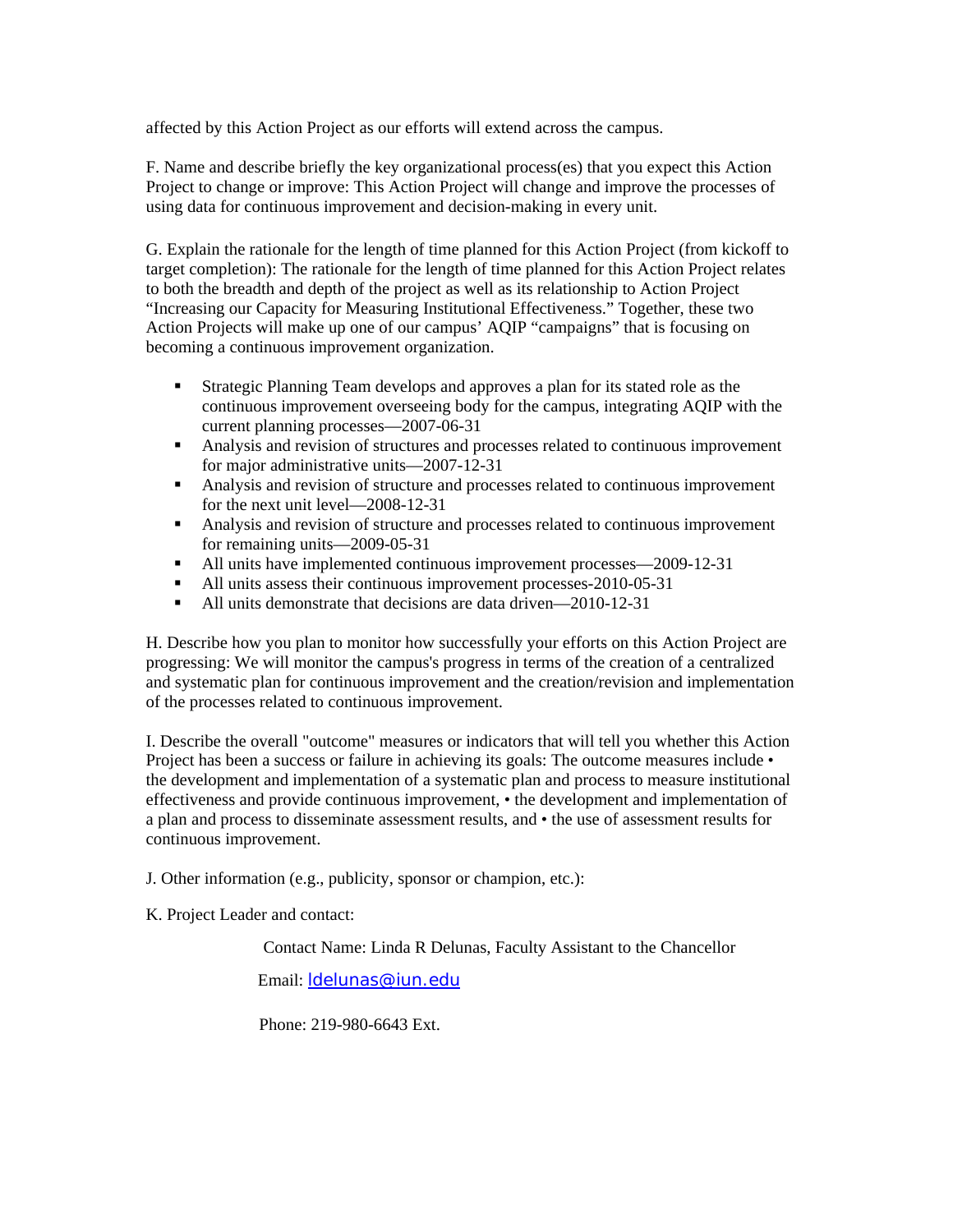affected by this Action Project as our efforts will extend across the campus.

F. Name and describe briefly the key organizational process(es) that you expect this Action Project to change or improve: This Action Project will change and improve the processes of using data for continuous improvement and decision-making in every unit.

G. Explain the rationale for the length of time planned for this Action Project (from kickoff to target completion): The rationale for the length of time planned for this Action Project relates to both the breadth and depth of the project as well as its relationship to Action Project "Increasing our Capacity for Measuring Institutional Effectiveness." Together, these two Action Projects will make up one of our campus' AQIP "campaigns" that is focusing on becoming a continuous improvement organization.

- Strategic Planning Team develops and approves a plan for its stated role as the continuous improvement overseeing body for the campus, integrating AQIP with the current planning processes—2007-06-31
- Analysis and revision of structures and processes related to continuous improvement for major administrative units—2007-12-31
- Analysis and revision of structure and processes related to continuous improvement for the next unit level—2008-12-31
- Analysis and revision of structure and processes related to continuous improvement for remaining units—2009-05-31
- All units have implemented continuous improvement processes—2009-12-31
- All units assess their continuous improvement processes-2010-05-31
- All units demonstrate that decisions are data driven—2010-12-31

H. Describe how you plan to monitor how successfully your efforts on this Action Project are progressing: We will monitor the campus's progress in terms of the creation of a centralized and systematic plan for continuous improvement and the creation/revision and implementation of the processes related to continuous improvement.

I. Describe the overall "outcome" measures or indicators that will tell you whether this Action Project has been a success or failure in achieving its goals: The outcome measures include • the development and implementation of a systematic plan and process to measure institutional effectiveness and provide continuous improvement, • the development and implementation of a plan and process to disseminate assessment results, and • the use of assessment results for continuous improvement.

J. Other information (e.g., publicity, sponsor or champion, etc.):

K. Project Leader and contact:

Contact Name: Linda R Delunas, Faculty Assistant to the Chancellor

Email: ldelunas@iun.edu

Phone: 219-980-6643 Ext.